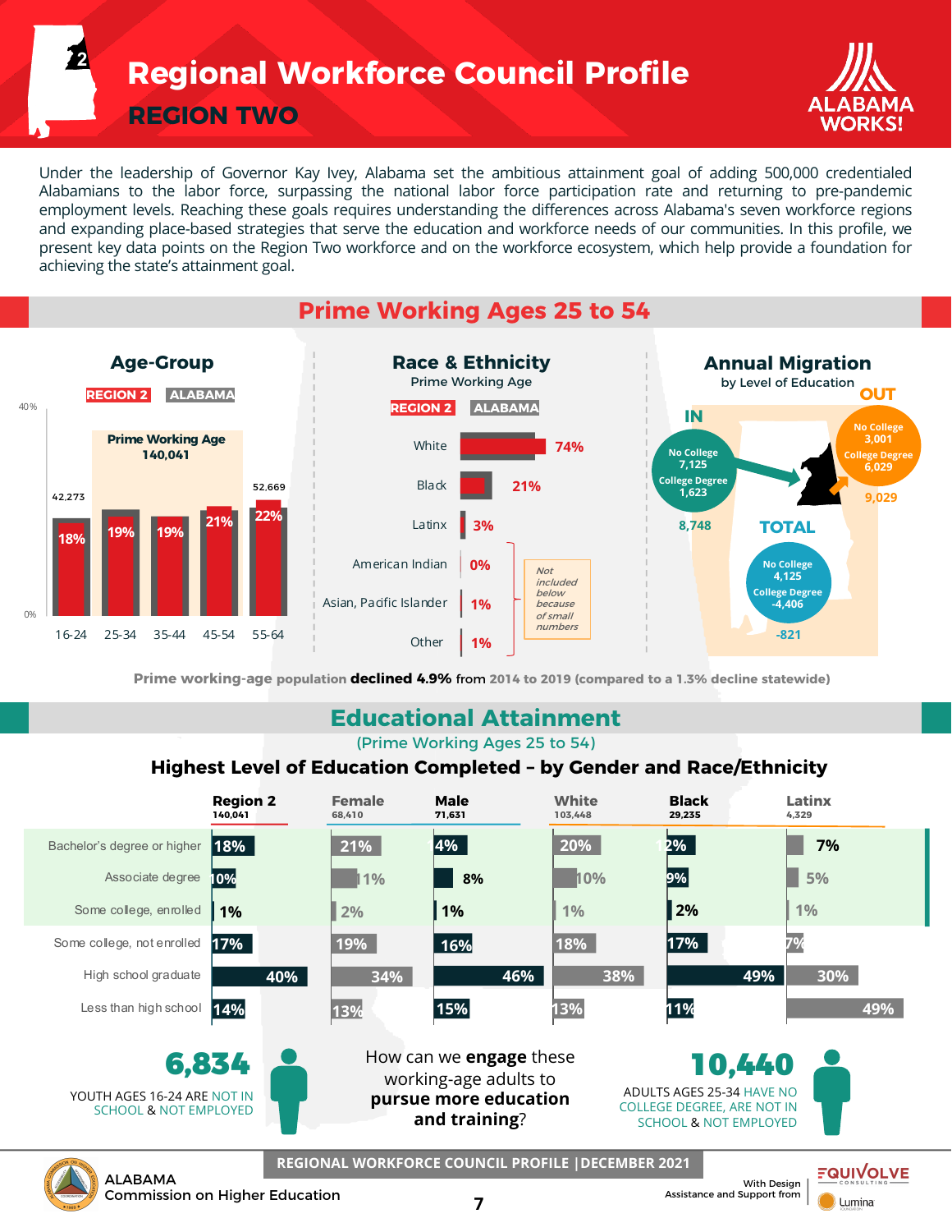# Regional Workforce Council Profile

## REGION TWO

Under the leadership of Governor Kay Ivey, Alabama set the ambitious attainment goal of adding 500,000 credentialed Alabamians to the labor force, surpassing the national labor force participation rate and returning to pre-pandemic employment levels. Reaching these goals requires understanding the differences across Alabama's seven workforce regions and expanding place-based strategies that serve the education and workforce needs of our communities. In this profile, we present key data points on the Region Two workforce and on the workforce ecosystem, which help provide a foundation for achieving the state's attainment goal.

## Prime Working Ages 25 to 54

### Age-Group

REGION 2 | ALABAMA

Prime Working Age: 140,041

| Age group | Region 2 | Population |
|---|---|---|
| 16-24 | 18% | 42,273 |
| 25-34 | 19% | |
| 35-44 | 19% | |
| 45-54 | 21% | |
| 55-64 | 22% | 52,669 |

### Race & Ethnicity

Prime Working Age

REGION 2 | ALABAMA

| Race/Ethnicity | Region 2 |
|---|---|
| White | 74% |
| Black | 21% |
| Latinx | 3% |
| American Indian | 0% |
| Asian, Pacific Islander | 1% |
| Other | 1% |

*Not included below because of small numbers* (American Indian, Asian, Pacific Islander, Other)

### Annual Migration

by Level of Education

| | No College | College Degree | Total |
|---|---|---|---|
| IN | 7,125 | 1,623 | 8,748 |
| OUT | 3,001 | 6,029 | 9,029 |
| TOTAL | 4,125 | -4,406 | -821 |

Prime working-age population **declined 4.9%** from 2014 to 2019 (compared to a 1.3% decline statewide)

## Educational Attainment

(Prime Working Ages 25 to 54)

### Highest Level of Education Completed – by Gender and Race/Ethnicity

| | Region 2 (140,041) | Female (68,410) | Male (71,631) | White (103,448) | Black (29,235) | Latinx (4,329) |
|---|---|---|---|---|---|---|
| Bachelor's degree or higher | 18% | 21% | 14% | 20% | 12% | 7% |
| Associate degree | 10% | 11% | 8% | 10% | 9% | 5% |
| Some college, enrolled | 1% | 2% | 1% | 1% | 2% | 1% |
| Some college, not enrolled | 17% | 19% | 16% | 18% | 17% | 7% |
| High school graduate | 40% | 34% | 46% | 38% | 49% | 30% |
| Less than high school | 14% | 13% | 15% | 13% | 11% | 49% |

**6,834** YOUTH AGES 16-24 ARE NOT IN SCHOOL & NOT EMPLOYED

How can we **engage** these working-age adults to **pursue more education and training**?

**10,440** ADULTS AGES 25-34 HAVE NO COLLEGE DEGREE, ARE NOT IN SCHOOL & NOT EMPLOYED

REGIONAL WORKFORCE COUNCIL PROFILE | DECEMBER 2021

ALABAMA Commission on Higher Education

With Design Assistance and Support from EQUIVOLVE CONSULTING, Lumina Foundation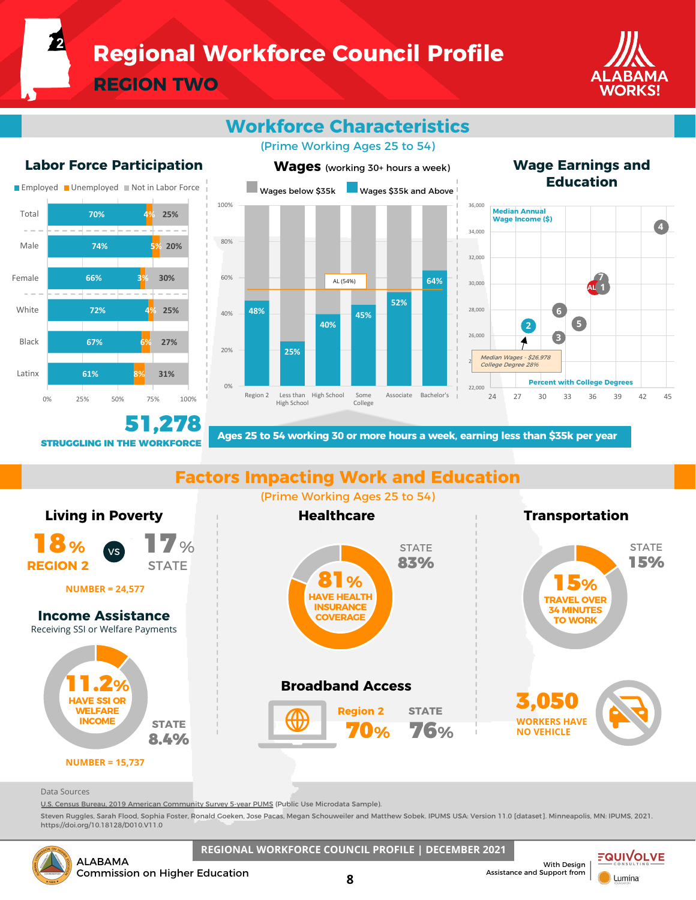# Regional Workforce Council Profile

## REGION TWO

ALABAMA WORKS!

## Workforce Characteristics

(Prime Working Ages 25 to 54)

### Labor Force Participation

Employed | Unemployed | Not in Labor Force

Total 70% 4% 25%
Male 74% 5% 20%
Female 66% 3% 30%
White 72% 4% 25%
Black 67% 6% 27%
Latinx 61% 8% 31%

0% 25% 50% 75% 100%

### Wages (working 30+ hours a week)

Wages below $35k | Wages $35k and Above

AL (54%)

Region 2 48%
Less than High School 25%
High School 40%
Some College 45%
Associate 52%
Bachelor's 64%

0% 20% 40% 60% 80% 100%

### Wage Earnings and Education

Median Annual Wage Income ($)

Median Wages - $26,978
College Degree 28%

Percent with College Degrees

22,000 24,000 26,000 28,000 30,000 32,000 34,000 36,000

24 27 30 33 36 39 42 45

AL 1 2 3 4 5 6 7

**51,278**
**STRUGGLING IN THE WORKFORCE**

**Ages 25 to 54 working 30 or more hours a week, earning less than $35k per year**

## Factors Impacting Work and Education

(Prime Working Ages 25 to 54)

### Living in Poverty

**18%** REGION 2 vs **17%** STATE

NUMBER = 24,577

### Income Assistance

Receiving SSI or Welfare Payments

**11.2%** HAVE SSI OR WELFARE INCOME

STATE 8.4%

NUMBER = 15,737

### Healthcare

**81%** HAVE HEALTH INSURANCE COVERAGE

STATE 83%

### Broadband Access

Region 2 **70%**

STATE **76%**

### Transportation

**15%** TRAVEL OVER 34 MINUTES TO WORK

STATE 15%

**3,050** WORKERS HAVE NO VEHICLE

Data Sources

U.S. Census Bureau, 2019 American Community Survey 5-year PUMS (Public Use Microdata Sample).

Steven Ruggles, Sarah Flood, Sophia Foster, Ronald Goeken, Jose Pacas, Megan Schouweiler and Matthew Sobek. IPUMS USA: Version 11.0 [dataset]. Minneapolis, MN: IPUMS, 2021. https://doi.org/10.18128/D010.V11.0

ALABAMA Commission on Higher Education

REGIONAL WORKFORCE COUNCIL PROFILE | DECEMBER 2021

With Design Assistance and Support from EQUIVOLVE CONSULTING | Lumina